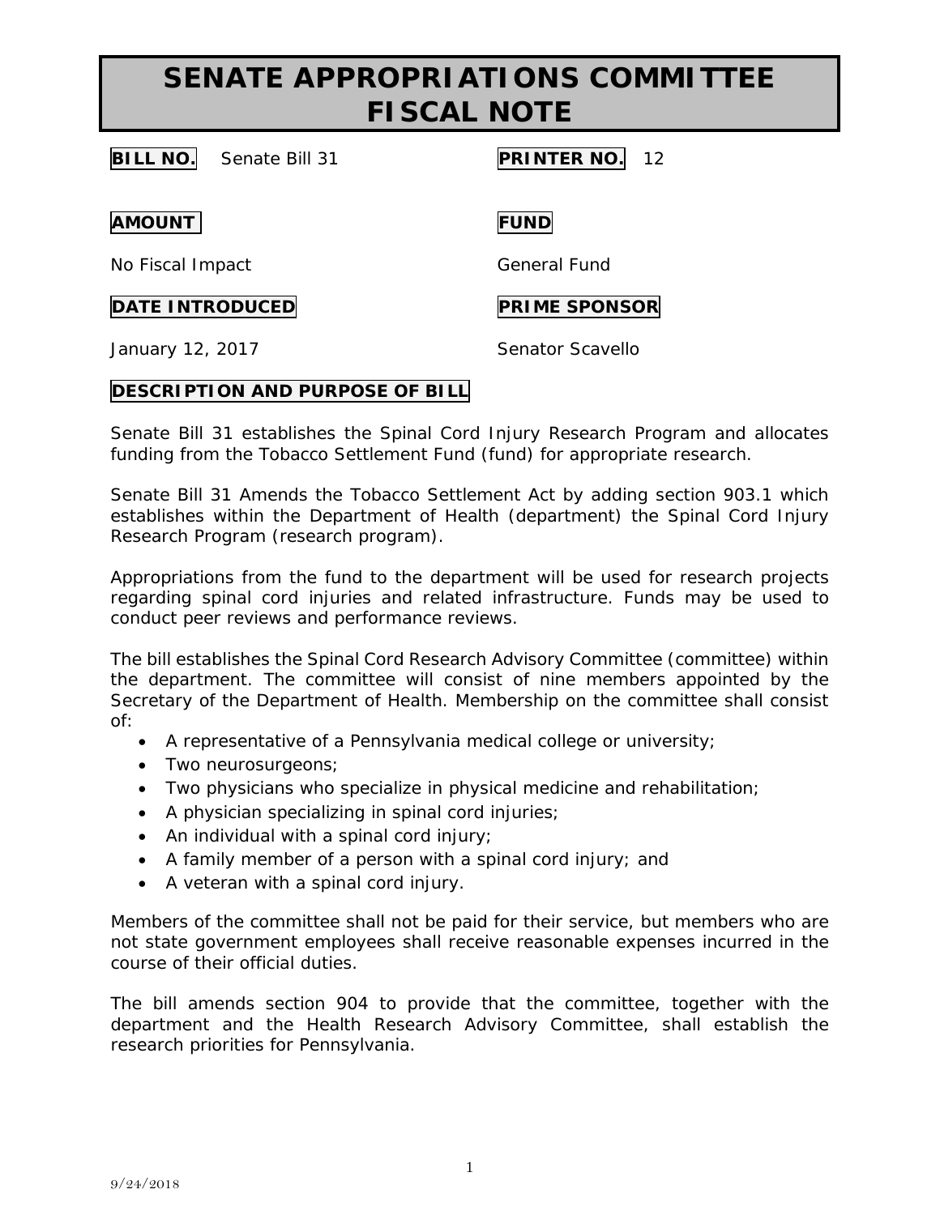# SENATE APPROPRIATIONS COMMITTEE FISCAL NOTE

**BILL NO.** Senate Bill 31

**PRINTER NO.** 12

**AMOUNT**

No Fiscal Impact

**FUND**

General Fund

**DATE INTRODUCED**

January 12, 2017

**PRIME SPONSOR**

Senator Scavello

**DESCRIPTION AND PURPOSE OF BILL**

Senate Bill 31 establishes the Spinal Cord Injury Research Program and allocates funding from the Tobacco Settlement Fund (fund) for appropriate research.

Senate Bill 31 Amends the Tobacco Settlement Act by adding section 903.1 which establishes within the Department of Health (department) the Spinal Cord Injury Research Program (research program).

Appropriations from the fund to the department will be used for research projects regarding spinal cord injuries and related infrastructure. Funds may be used to conduct peer reviews and performance reviews.

The bill establishes the Spinal Cord Research Advisory Committee (committee) within the department. The committee will consist of nine members appointed by the Secretary of the Department of Health. Membership on the committee shall consist of:

- A representative of a Pennsylvania medical college or university;
- Two neurosurgeons;
- Two physicians who specialize in physical medicine and rehabilitation;
- A physician specializing in spinal cord injuries;
- An individual with a spinal cord injury;
- A family member of a person with a spinal cord injury; and
- A veteran with a spinal cord injury.

Members of the committee shall not be paid for their service, but members who are not state government employees shall receive reasonable expenses incurred in the course of their official duties.

The bill amends section 904 to provide that the committee, together with the department and the Health Research Advisory Committee, shall establish the research priorities for Pennsylvania.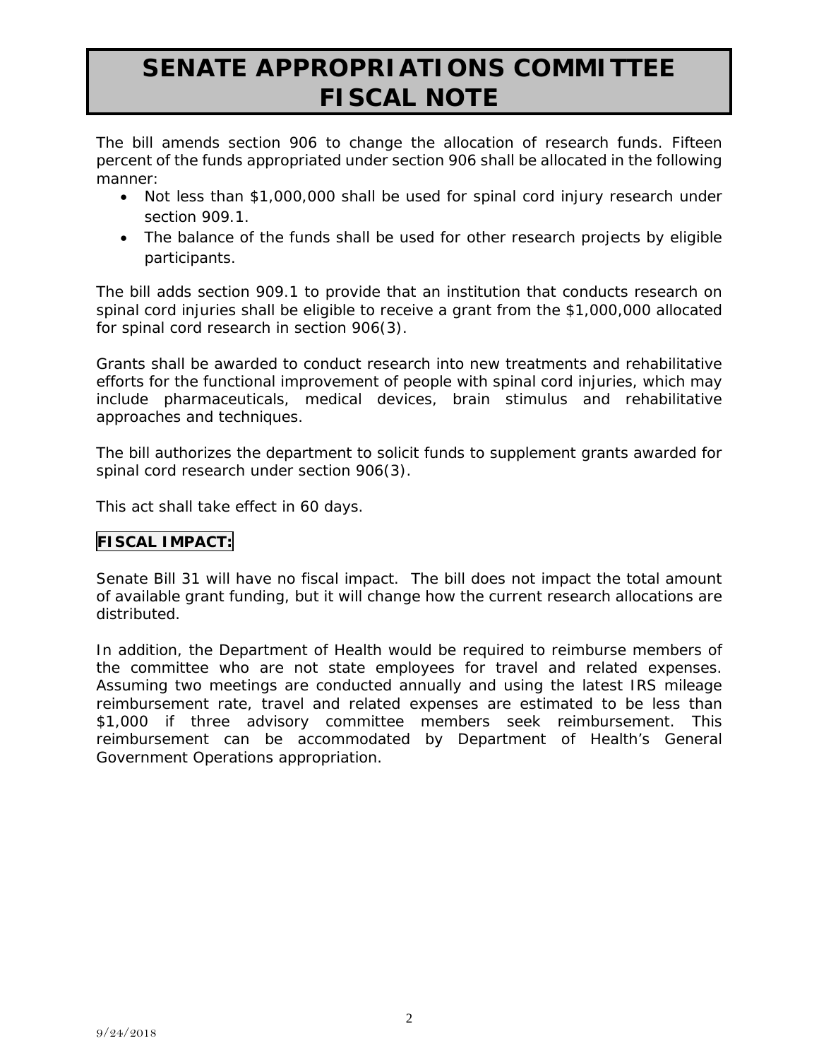# SENATE APPROPRIATIONS COMMITTEE FISCAL NOTE

The bill amends section 906 to change the allocation of research funds. Fifteen percent of the funds appropriated under section 906 shall be allocated in the following manner:

- Not less than $1,000,000 shall be used for spinal cord injury research under section 909.1.
- The balance of the funds shall be used for other research projects by eligible participants.

The bill adds section 909.1 to provide that an institution that conducts research on spinal cord injuries shall be eligible to receive a grant from the $1,000,000 allocated for spinal cord research in section 906(3).

Grants shall be awarded to conduct research into new treatments and rehabilitative efforts for the functional improvement of people with spinal cord injuries, which may include pharmaceuticals, medical devices, brain stimulus and rehabilitative approaches and techniques.

The bill authorizes the department to solicit funds to supplement grants awarded for spinal cord research under section 906(3).

This act shall take effect in 60 days.

**FISCAL IMPACT:**

Senate Bill 31 will have no fiscal impact. The bill does not impact the total amount of available grant funding, but it will change how the current research allocations are distributed.

In addition, the Department of Health would be required to reimburse members of the committee who are not state employees for travel and related expenses. Assuming two meetings are conducted annually and using the latest IRS mileage reimbursement rate, travel and related expenses are estimated to be less than $1,000 if three advisory committee members seek reimbursement. This reimbursement can be accommodated by Department of Health's General Government Operations appropriation.

9/24/2018